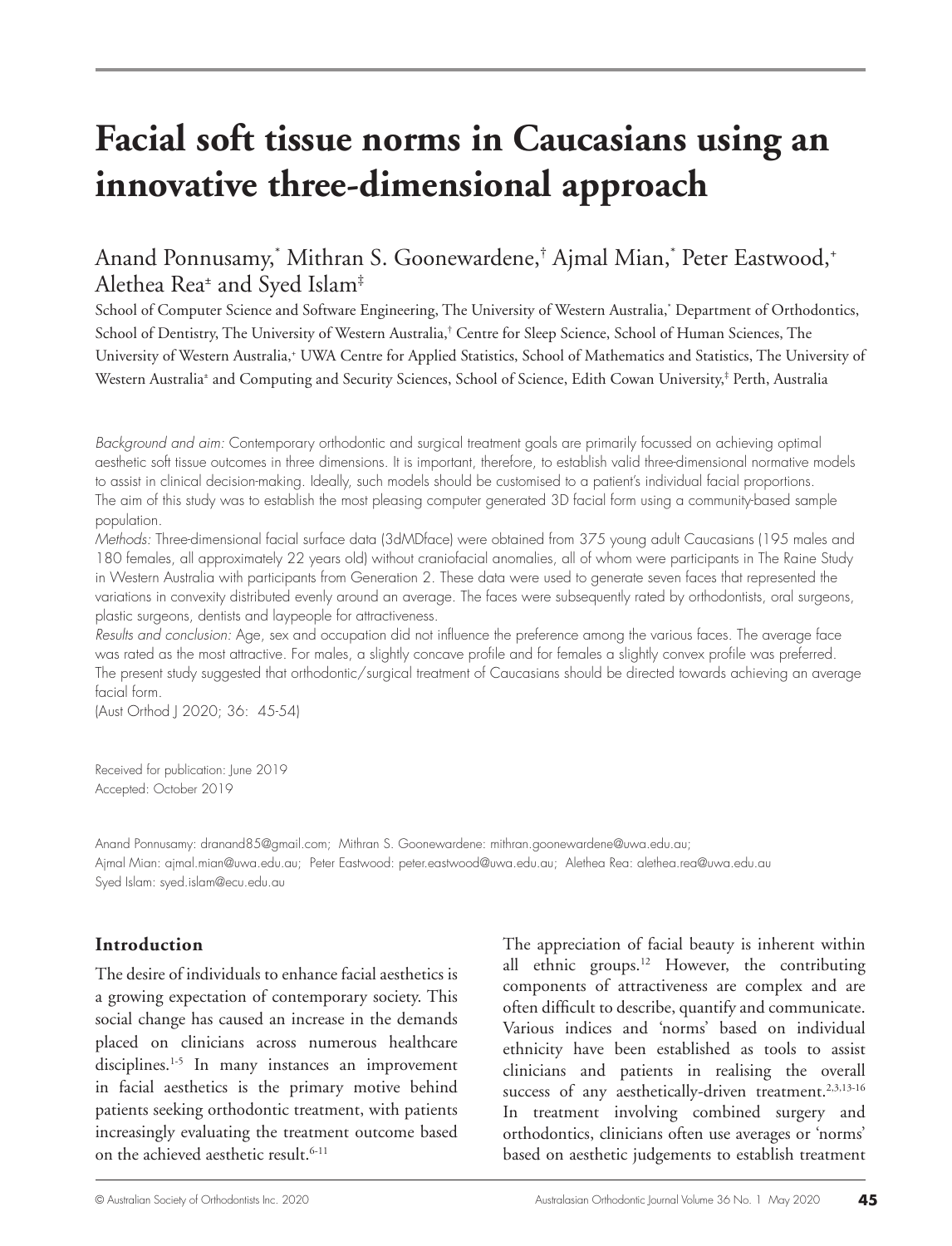# Facial soft tissue norms in Caucasians using an innovative three-dimensional approach

Anand Ponnusamy,[*] Mithran S. Goonewardene,[†] Ajmal Mian,[*] Peter Eastwood,[+] Alethea Rea[±] and Syed Islam[‡]

School of Computer Science and Software Engineering, The University of Western Australia,[*] Department of Orthodontics, School of Dentistry, The University of Western Australia,[†] Centre for Sleep Science, School of Human Sciences, The University of Western Australia,[+] UWA Centre for Applied Statistics, School of Mathematics and Statistics, The University of Western Australia[±] and Computing and Security Sciences, School of Science, Edith Cowan University,[‡] Perth, Australia

*Background and aim:* Contemporary orthodontic and surgical treatment goals are primarily focussed on achieving optimal aesthetic soft tissue outcomes in three dimensions. It is important, therefore, to establish valid three-dimensional normative models to assist in clinical decision-making. Ideally, such models should be customised to a patient's individual facial proportions. The aim of this study was to establish the most pleasing computer generated 3D facial form using a community-based sample population.

*Methods:* Three-dimensional facial surface data (3dMDface) were obtained from 375 young adult Caucasians (195 males and 180 females, all approximately 22 years old) without craniofacial anomalies, all of whom were participants in The Raine Study in Western Australia with participants from Generation 2. These data were used to generate seven faces that represented the variations in convexity distributed evenly around an average. The faces were subsequently rated by orthodontists, oral surgeons, plastic surgeons, dentists and laypeople for attractiveness.

*Results and conclusion:* Age, sex and occupation did not influence the preference among the various faces. The average face was rated as the most attractive. For males, a slightly concave profile and for females a slightly convex profile was preferred. The present study suggested that orthodontic/surgical treatment of Caucasians should be directed towards achieving an average facial form.

(Aust Orthod J 2020; 36: 45-54)

Received for publication: June 2019
Accepted: October 2019

Anand Ponnusamy: dranand85@gmail.com; Mithran S. Goonewardene: mithran.goonewardene@uwa.edu.au;
Ajmal Mian: ajmal.mian@uwa.edu.au; Peter Eastwood: peter.eastwood@uwa.edu.au; Alethea Rea: alethea.rea@uwa.edu.au
Syed Islam: syed.islam@ecu.edu.au

## Introduction

The desire of individuals to enhance facial aesthetics is a growing expectation of contemporary society. This social change has caused an increase in the demands placed on clinicians across numerous healthcare disciplines.[1-5] In many instances an improvement in facial aesthetics is the primary motive behind patients seeking orthodontic treatment, with patients increasingly evaluating the treatment outcome based on the achieved aesthetic result.[6-11]

The appreciation of facial beauty is inherent within all ethnic groups.[12] However, the contributing components of attractiveness are complex and are often difficult to describe, quantify and communicate. Various indices and 'norms' based on individual ethnicity have been established as tools to assist clinicians and patients in realising the overall success of any aesthetically-driven treatment.[2,3,13-16] In treatment involving combined surgery and orthodontics, clinicians often use averages or 'norms' based on aesthetic judgements to establish treatment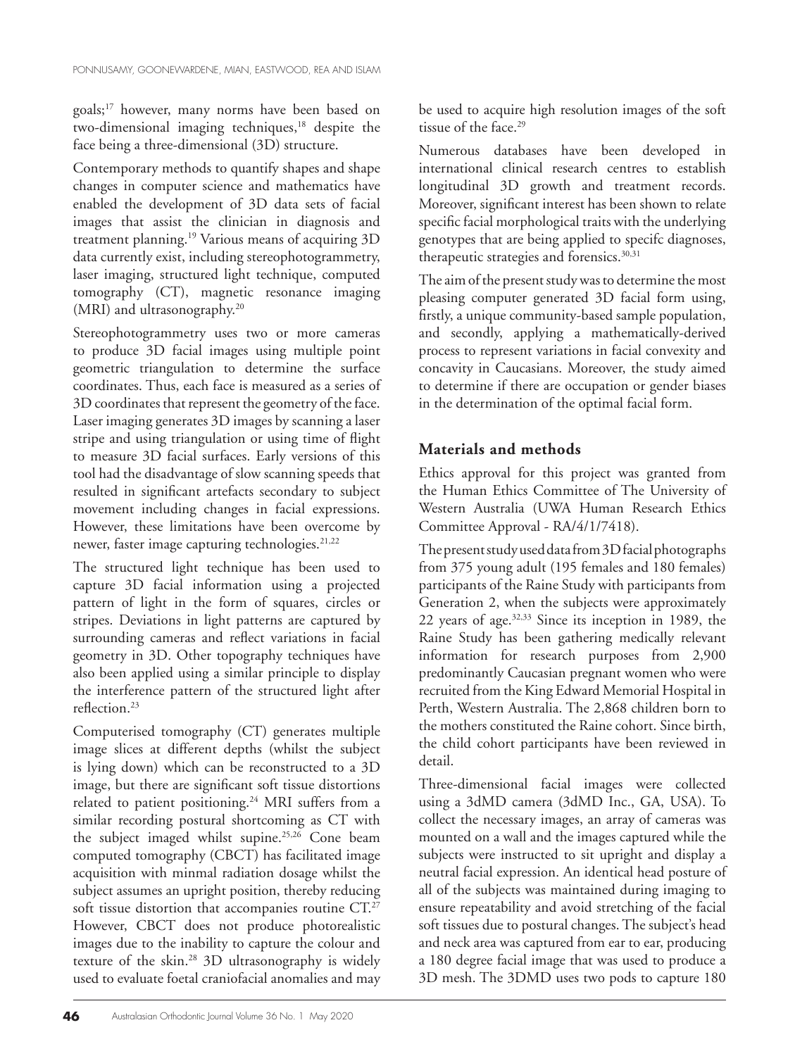goals;[17] however, many norms have been based on two-dimensional imaging techniques,[18] despite the face being a three-dimensional (3D) structure.

Contemporary methods to quantify shapes and shape changes in computer science and mathematics have enabled the development of 3D data sets of facial images that assist the clinician in diagnosis and treatment planning.[19] Various means of acquiring 3D data currently exist, including stereophotogrammetry, laser imaging, structured light technique, computed tomography (CT), magnetic resonance imaging (MRI) and ultrasonography.[20]

Stereophotogrammetry uses two or more cameras to produce 3D facial images using multiple point geometric triangulation to determine the surface coordinates. Thus, each face is measured as a series of 3D coordinates that represent the geometry of the face. Laser imaging generates 3D images by scanning a laser stripe and using triangulation or using time of flight to measure 3D facial surfaces. Early versions of this tool had the disadvantage of slow scanning speeds that resulted in significant artefacts secondary to subject movement including changes in facial expressions. However, these limitations have been overcome by newer, faster image capturing technologies.[21,22]

The structured light technique has been used to capture 3D facial information using a projected pattern of light in the form of squares, circles or stripes. Deviations in light patterns are captured by surrounding cameras and reflect variations in facial geometry in 3D. Other topography techniques have also been applied using a similar principle to display the interference pattern of the structured light after reflection.[23]

Computerised tomography (CT) generates multiple image slices at different depths (whilst the subject is lying down) which can be reconstructed to a 3D image, but there are significant soft tissue distortions related to patient positioning.[24] MRI suffers from a similar recording postural shortcoming as CT with the subject imaged whilst supine.[25,26] Cone beam computed tomography (CBCT) has facilitated image acquisition with minmal radiation dosage whilst the subject assumes an upright position, thereby reducing soft tissue distortion that accompanies routine CT.[27] However, CBCT does not produce photorealistic images due to the inability to capture the colour and texture of the skin.[28] 3D ultrasonography is widely used to evaluate foetal craniofacial anomalies and may be used to acquire high resolution images of the soft tissue of the face.[29]

Numerous databases have been developed in international clinical research centres to establish longitudinal 3D growth and treatment records. Moreover, significant interest has been shown to relate specific facial morphological traits with the underlying genotypes that are being applied to specifc diagnoses, therapeutic strategies and forensics.[30,31]

The aim of the present study was to determine the most pleasing computer generated 3D facial form using, firstly, a unique community-based sample population, and secondly, applying a mathematically-derived process to represent variations in facial convexity and concavity in Caucasians. Moreover, the study aimed to determine if there are occupation or gender biases in the determination of the optimal facial form.

## Materials and methods

Ethics approval for this project was granted from the Human Ethics Committee of The University of Western Australia (UWA Human Research Ethics Committee Approval - RA/4/1/7418).

The present study used data from 3D facial photographs from 375 young adult (195 females and 180 females) participants of the Raine Study with participants from Generation 2, when the subjects were approximately 22 years of age.[32,33] Since its inception in 1989, the Raine Study has been gathering medically relevant information for research purposes from 2,900 predominantly Caucasian pregnant women who were recruited from the King Edward Memorial Hospital in Perth, Western Australia. The 2,868 children born to the mothers constituted the Raine cohort. Since birth, the child cohort participants have been reviewed in detail.

Three-dimensional facial images were collected using a 3dMD camera (3dMD Inc., GA, USA). To collect the necessary images, an array of cameras was mounted on a wall and the images captured while the subjects were instructed to sit upright and display a neutral facial expression. An identical head posture of all of the subjects was maintained during imaging to ensure repeatability and avoid stretching of the facial soft tissues due to postural changes. The subject's head and neck area was captured from ear to ear, producing a 180 degree facial image that was used to produce a 3D mesh. The 3DMD uses two pods to capture 180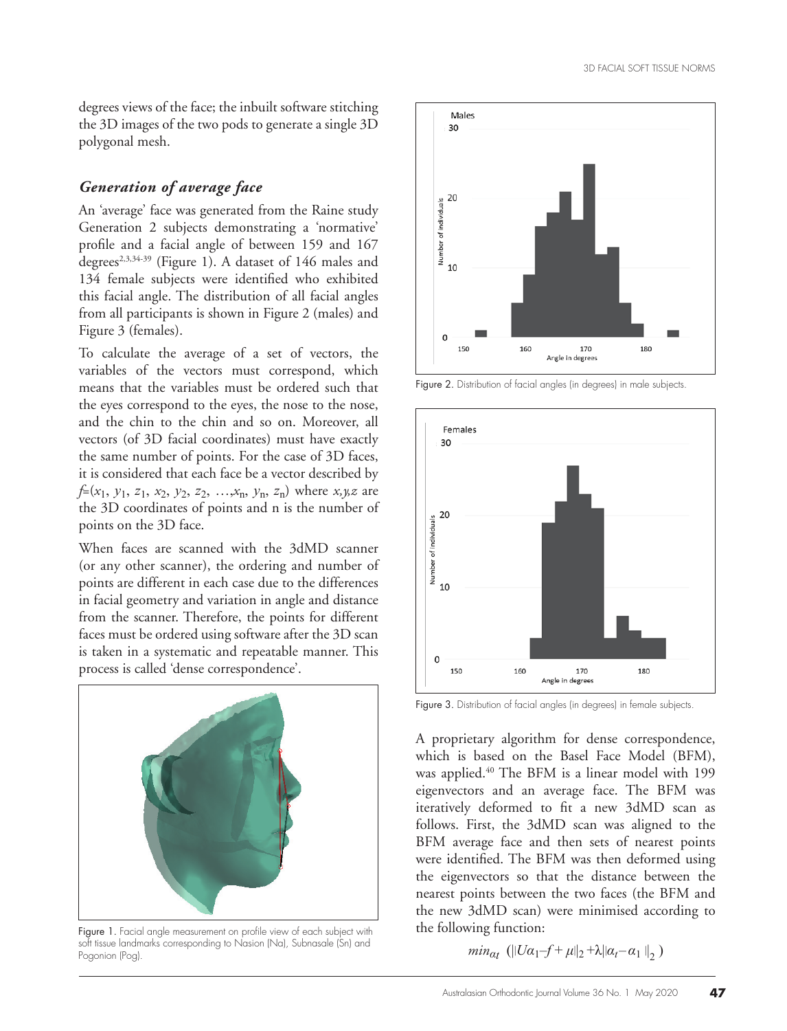degrees views of the face; the inbuilt software stitching the 3D images of the two pods to generate a single 3D polygonal mesh.

### *Generation of average face*

An 'average' face was generated from the Raine study Generation 2 subjects demonstrating a 'normative' profile and a facial angle of between 159 and 167 degrees[2,3,34-39] (Figure 1). A dataset of 146 males and 134 female subjects were identified who exhibited this facial angle. The distribution of all facial angles from all participants is shown in Figure 2 (males) and Figure 3 (females).

To calculate the average of a set of vectors, the variables of the vectors must correspond, which means that the variables must be ordered such that the eyes correspond to the eyes, the nose to the nose, and the chin to the chin and so on. Moreover, all vectors (of 3D facial coordinates) must have exactly the same number of points. For the case of 3D faces, it is considered that each face be a vector described by $f=(x_1, y_1, z_1, x_2, y_2, z_2, \ldots, x_n, y_n, z_n)$ where $x,y,z$ are the 3D coordinates of points and n is the number of points on the 3D face.

When faces are scanned with the 3dMD scanner (or any other scanner), the ordering and number of points are different in each case due to the differences in facial geometry and variation in angle and distance from the scanner. Therefore, the points for different faces must be ordered using software after the 3D scan is taken in a systematic and repeatable manner. This process is called 'dense correspondence'.

Figure 1. Facial angle measurement on profile view of each subject with soft tissue landmarks corresponding to Nasion (Na), Subnasale (Sn) and Pogonion (Pog).

Figure 2. Distribution of facial angles (in degrees) in male subjects.

Figure 3. Distribution of facial angles (in degrees) in female subjects.

A proprietary algorithm for dense correspondence, which is based on the Basel Face Model (BFM), was applied.[40] The BFM is a linear model with 199 eigenvectors and an average face. The BFM was iteratively deformed to fit a new 3dMD scan as follows. First, the 3dMD scan was aligned to the BFM average face and then sets of nearest points were identified. The BFM was then deformed using the eigenvectors so that the distance between the nearest points between the two faces (the BFM and the new 3dMD scan) were minimised according to the following function:

$$min_{\alpha_t} \left( \|U\alpha_1 - f + \mu\|_2 + \lambda\|\alpha_t - \alpha_1\|_2 \right)$$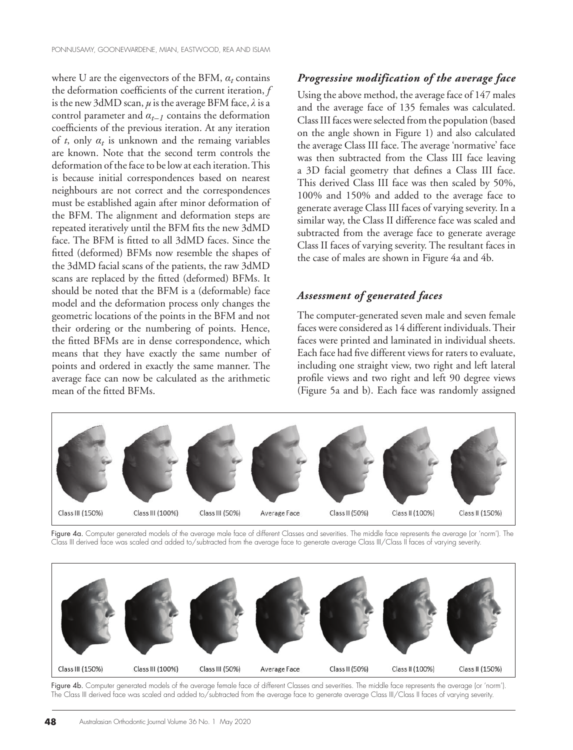where U are the eigenvectors of the BFM, $\alpha_t$ contains the deformation coefficients of the current iteration, $f$ is the new 3dMD scan, $\mu$ is the average BFM face, $\lambda$ is a control parameter and $\alpha_{t-1}$ contains the deformation coefficients of the previous iteration. At any iteration of $t$, only $\alpha_t$ is unknown and the remaing variables are known. Note that the second term controls the deformation of the face to be low at each iteration. This is because initial correspondences based on nearest neighbours are not correct and the correspondences must be established again after minor deformation of the BFM. The alignment and deformation steps are repeated iteratively until the BFM fits the new 3dMD face. The BFM is fitted to all 3dMD faces. Since the fitted (deformed) BFMs now resemble the shapes of the 3dMD facial scans of the patients, the raw 3dMD scans are replaced by the fitted (deformed) BFMs. It should be noted that the BFM is a (deformable) face model and the deformation process only changes the geometric locations of the points in the BFM and not their ordering or the numbering of points. Hence, the fitted BFMs are in dense correspondence, which means that they have exactly the same number of points and ordered in exactly the same manner. The average face can now be calculated as the arithmetic mean of the fitted BFMs.

### *Progressive modification of the average face*

Using the above method, the average face of 147 males and the average face of 135 females was calculated. Class III faces were selected from the population (based on the angle shown in Figure 1) and also calculated the average Class III face. The average 'normative' face was then subtracted from the Class III face leaving a 3D facial geometry that defines a Class III face. This derived Class III face was then scaled by 50%, 100% and 150% and added to the average face to generate average Class III faces of varying severity. In a similar way, the Class II difference face was scaled and subtracted from the average face to generate average Class II faces of varying severity. The resultant faces in the case of males are shown in Figure 4a and 4b.

### *Assessment of generated faces*

The computer-generated seven male and seven female faces were considered as 14 different individuals. Their faces were printed and laminated in individual sheets. Each face had five different views for raters to evaluate, including one straight view, two right and left lateral profile views and two right and left 90 degree views (Figure 5a and b). Each face was randomly assigned

Class III (150%) Class III (100%) Class III (50%) Average Face Class II (50%) Class II (100%) Class II (150%)

Figure 4a. Computer generated models of the average male face of different Classes and severities. The middle face represents the average (or 'norm'). The Class III derived face was scaled and added to/subtracted from the average face to generate average Class III/Class II faces of varying severity.

Class III (150%) Class III (100%) Class III (50%) Average Face Class II (50%) Class II (100%) Class II (150%)

Figure 4b. Computer generated models of the average female face of different Classes and severities. The middle face represents the average (or 'norm'). The Class III derived face was scaled and added to/subtracted from the average face to generate average Class III/Class II faces of varying severity.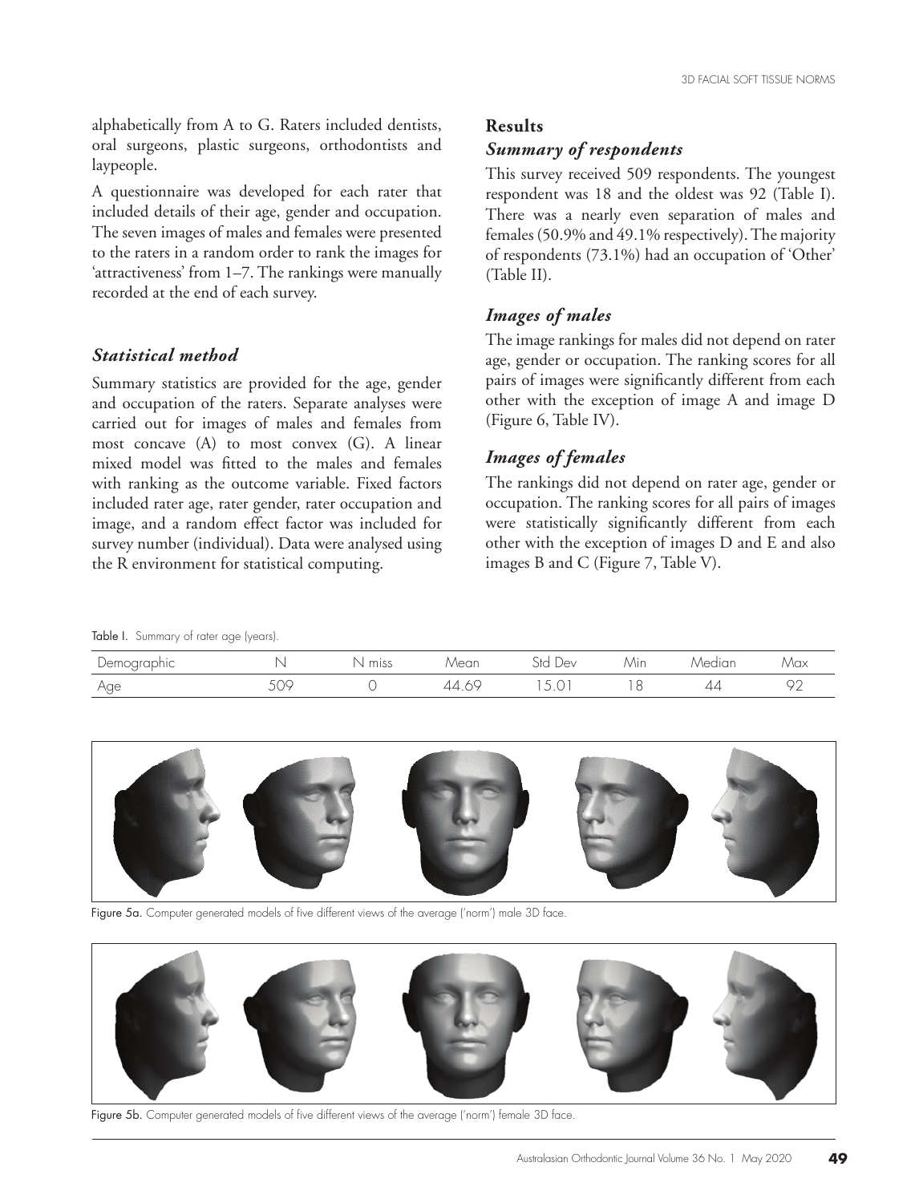alphabetically from A to G. Raters included dentists, oral surgeons, plastic surgeons, orthodontists and laypeople.

A questionnaire was developed for each rater that included details of their age, gender and occupation. The seven images of males and females were presented to the raters in a random order to rank the images for 'attractiveness' from 1–7. The rankings were manually recorded at the end of each survey.

### *Statistical method*

Summary statistics are provided for the age, gender and occupation of the raters. Separate analyses were carried out for images of males and females from most concave (A) to most convex (G). A linear mixed model was fitted to the males and females with ranking as the outcome variable. Fixed factors included rater age, rater gender, rater occupation and image, and a random effect factor was included for survey number (individual). Data were analysed using the R environment for statistical computing.

## Results

### *Summary of respondents*

This survey received 509 respondents. The youngest respondent was 18 and the oldest was 92 (Table I). There was a nearly even separation of males and females (50.9% and 49.1% respectively). The majority of respondents (73.1%) had an occupation of 'Other' (Table II).

### *Images of males*

The image rankings for males did not depend on rater age, gender or occupation. The ranking scores for all pairs of images were significantly different from each other with the exception of image A and image D (Figure 6, Table IV).

### *Images of females*

The rankings did not depend on rater age, gender or occupation. The ranking scores for all pairs of images were statistically significantly different from each other with the exception of images D and E and also images B and C (Figure 7, Table V).

Table I. Summary of rater age (years).

| Demographic | N | N miss | Mean | Std Dev | Min | Median | Max |
|---|---|---|---|---|---|---|---|
| Age | 509 | 0 | 44.69 | 15.01 | 18 | 44 | 92 |

Figure 5a. Computer generated models of five different views of the average ('norm') male 3D face.

Figure 5b. Computer generated models of five different views of the average ('norm') female 3D face.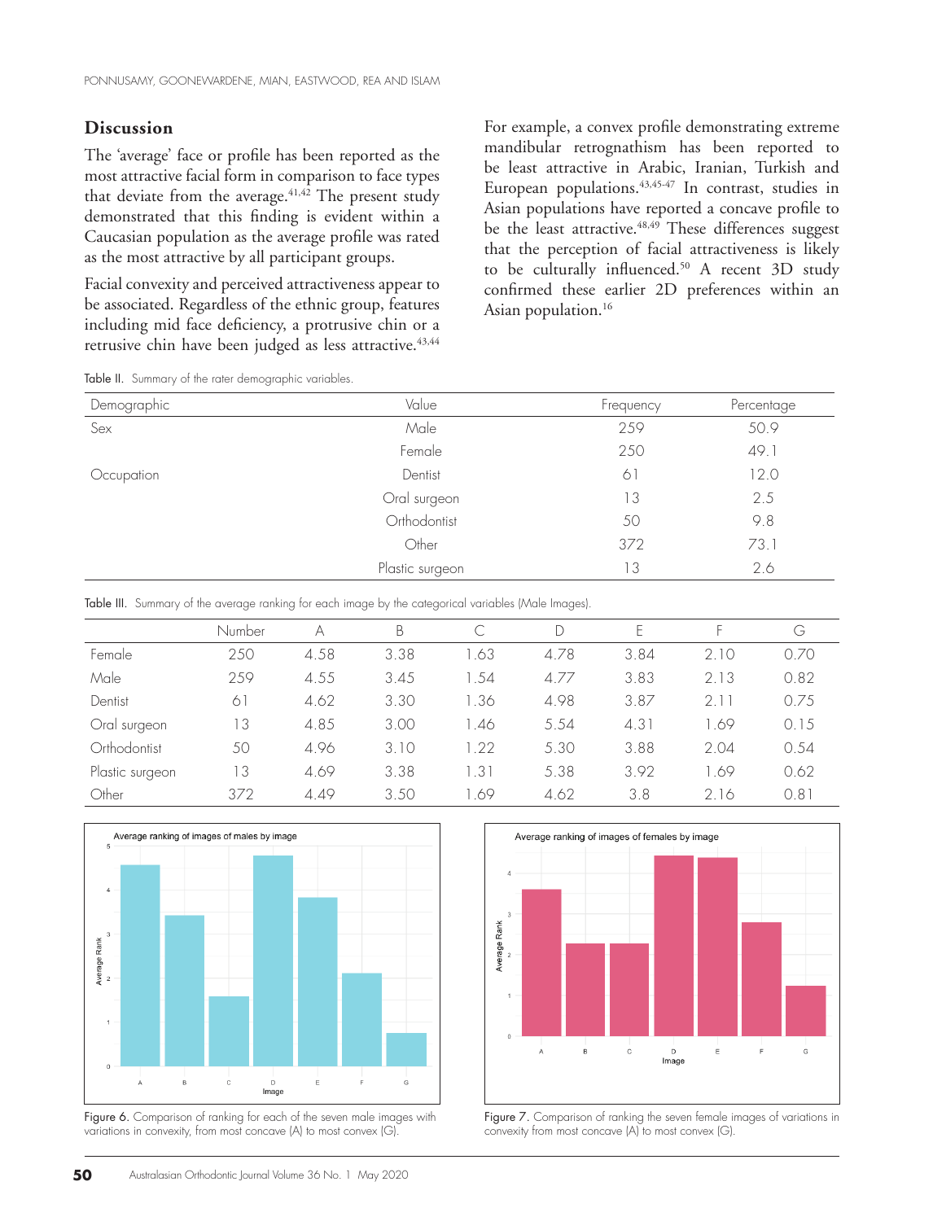## Discussion

The 'average' face or profile has been reported as the most attractive facial form in comparison to face types that deviate from the average.[41,42] The present study demonstrated that this finding is evident within a Caucasian population as the average profile was rated as the most attractive by all participant groups.

Facial convexity and perceived attractiveness appear to be associated. Regardless of the ethnic group, features including mid face deficiency, a protrusive chin or a retrusive chin have been judged as less attractive.[43,44] For example, a convex profile demonstrating extreme mandibular retrognathism has been reported to be least attractive in Arabic, Iranian, Turkish and European populations.[43,45-47] In contrast, studies in Asian populations have reported a concave profile to be the least attractive.[48,49] These differences suggest that the perception of facial attractiveness is likely to be culturally influenced.[50] A recent 3D study confirmed these earlier 2D preferences within an Asian population.[16]

Table II. Summary of the rater demographic variables.

| Demographic | Value | Frequency | Percentage |
|---|---|---|---|
| Sex | Male | 259 | 50.9 |
| | Female | 250 | 49.1 |
| Occupation | Dentist | 61 | 12.0 |
| | Oral surgeon | 13 | 2.5 |
| | Orthodontist | 50 | 9.8 |
| | Other | 372 | 73.1 |
| | Plastic surgeon | 13 | 2.6 |

Table III. Summary of the average ranking for each image by the categorical variables (Male Images).

| | Number | A | B | C | D | E | F | G |
|---|---|---|---|---|---|---|---|---|
| Female | 250 | 4.58 | 3.38 | 1.63 | 4.78 | 3.84 | 2.10 | 0.70 |
| Male | 259 | 4.55 | 3.45 | 1.54 | 4.77 | 3.83 | 2.13 | 0.82 |
| Dentist | 61 | 4.62 | 3.30 | 1.36 | 4.98 | 3.87 | 2.11 | 0.75 |
| Oral surgeon | 13 | 4.85 | 3.00 | 1.46 | 5.54 | 4.31 | 1.69 | 0.15 |
| Orthodontist | 50 | 4.96 | 3.10 | 1.22 | 5.30 | 3.88 | 2.04 | 0.54 |
| Plastic surgeon | 13 | 4.69 | 3.38 | 1.31 | 5.38 | 3.92 | 1.69 | 0.62 |
| Other | 372 | 4.49 | 3.50 | 1.69 | 4.62 | 3.8 | 2.16 | 0.81 |

Figure 6. Comparison of ranking for each of the seven male images with variations in convexity, from most concave (A) to most convex (G).

Figure 7. Comparison of ranking the seven female images of variations in convexity from most concave (A) to most convex (G).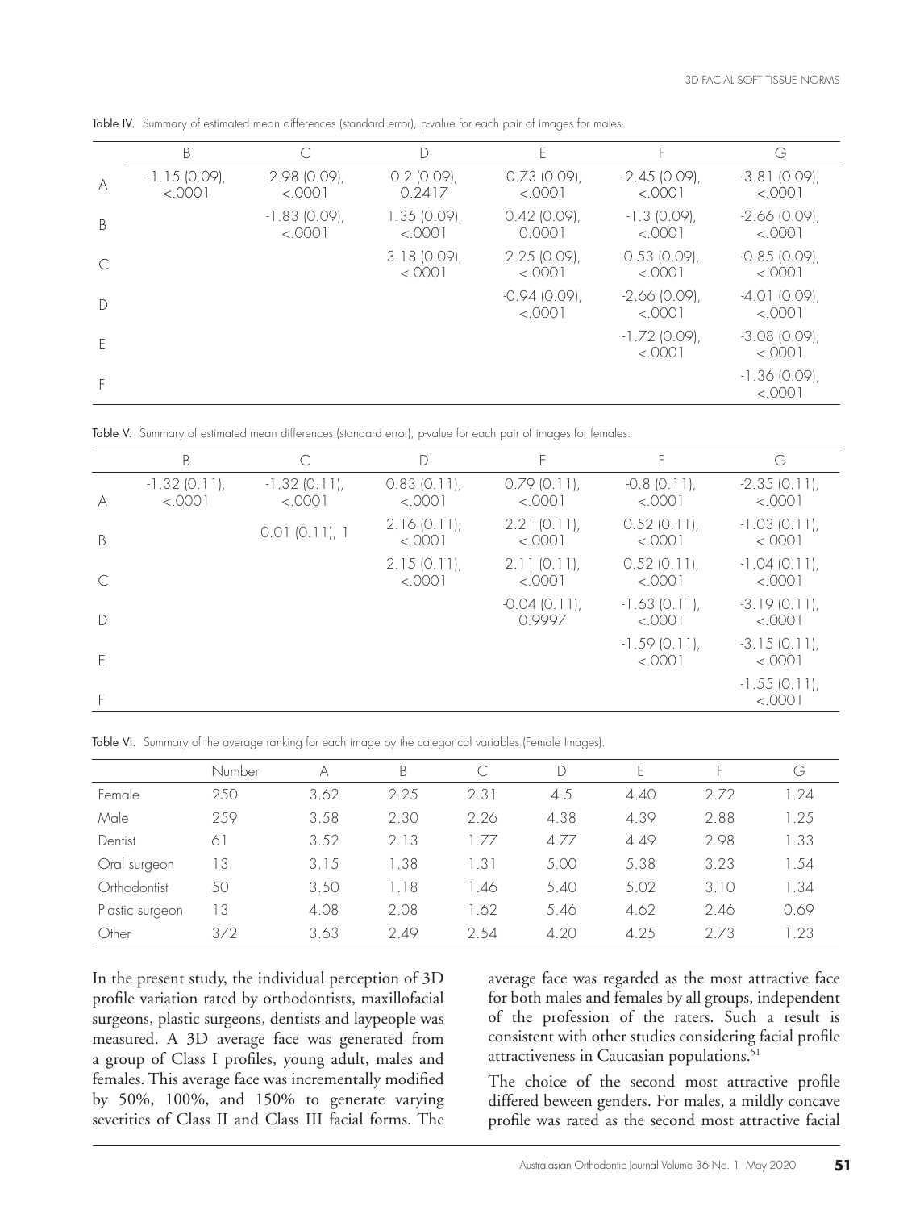Table IV. Summary of estimated mean differences (standard error), p-value for each pair of images for males.

| | B | C | D | E | F | G |
|---|---|---|---|---|---|---|
| A | -1.15 (0.09), <.0001 | -2.98 (0.09), <.0001 | 0.2 (0.09), 0.2417 | -0.73 (0.09), <.0001 | -2.45 (0.09), <.0001 | -3.81 (0.09), <.0001 |
| B | | -1.83 (0.09), <.0001 | 1.35 (0.09), <.0001 | 0.42 (0.09), 0.0001 | -1.3 (0.09), <.0001 | -2.66 (0.09), <.0001 |
| C | | | 3.18 (0.09), <.0001 | 2.25 (0.09), <.0001 | 0.53 (0.09), <.0001 | -0.85 (0.09), <.0001 |
| D | | | | -0.94 (0.09), <.0001 | -2.66 (0.09), <.0001 | -4.01 (0.09), <.0001 |
| E | | | | | -1.72 (0.09), <.0001 | -3.08 (0.09), <.0001 |
| F | | | | | | -1.36 (0.09), <.0001 |

Table V. Summary of estimated mean differences (standard error), p-value for each pair of images for females.

| | B | C | D | E | F | G |
|---|---|---|---|---|---|---|
| A | -1.32 (0.11), <.0001 | -1.32 (0.11), <.0001 | 0.83 (0.11), <.0001 | 0.79 (0.11), <.0001 | -0.8 (0.11), <.0001 | -2.35 (0.11), <.0001 |
| B | | 0.01 (0.11), 1 | 2.16 (0.11), <.0001 | 2.21 (0.11), <.0001 | 0.52 (0.11), <.0001 | -1.03 (0.11), <.0001 |
| C | | | 2.15 (0.11), <.0001 | 2.11 (0.11), <.0001 | 0.52 (0.11), <.0001 | -1.04 (0.11), <.0001 |
| D | | | | -0.04 (0.11), 0.9997 | -1.63 (0.11), <.0001 | -3.19 (0.11), <.0001 |
| E | | | | | -1.59 (0.11), <.0001 | -3.15 (0.11), <.0001 |
| F | | | | | | -1.55 (0.11), <.0001 |

Table VI. Summary of the average ranking for each image by the categorical variables (Female Images).

| | Number | A | B | C | D | E | F | G |
|---|---|---|---|---|---|---|---|---|
| Female | 250 | 3.62 | 2.25 | 2.31 | 4.5 | 4.40 | 2.72 | 1.24 |
| Male | 259 | 3.58 | 2.30 | 2.26 | 4.38 | 4.39 | 2.88 | 1.25 |
| Dentist | 61 | 3.52 | 2.13 | 1.77 | 4.77 | 4.49 | 2.98 | 1.33 |
| Oral surgeon | 13 | 3.15 | 1.38 | 1.31 | 5.00 | 5.38 | 3.23 | 1.54 |
| Orthodontist | 50 | 3.50 | 1.18 | 1.46 | 5.40 | 5.02 | 3.10 | 1.34 |
| Plastic surgeon | 13 | 4.08 | 2.08 | 1.62 | 5.46 | 4.62 | 2.46 | 0.69 |
| Other | 372 | 3.63 | 2.49 | 2.54 | 4.20 | 4.25 | 2.73 | 1.23 |

In the present study, the individual perception of 3D profile variation rated by orthodontists, maxillofacial surgeons, plastic surgeons, dentists and laypeople was measured. A 3D average face was generated from a group of Class I profiles, young adult, males and females. This average face was incrementally modified by 50%, 100%, and 150% to generate varying severities of Class II and Class III facial forms. The average face was regarded as the most attractive face for both males and females by all groups, independent of the profession of the raters. Such a result is consistent with other studies considering facial profile attractiveness in Caucasian populations.[51]

The choice of the second most attractive profile differed beween genders. For males, a mildly concave profile was rated as the second most attractive facial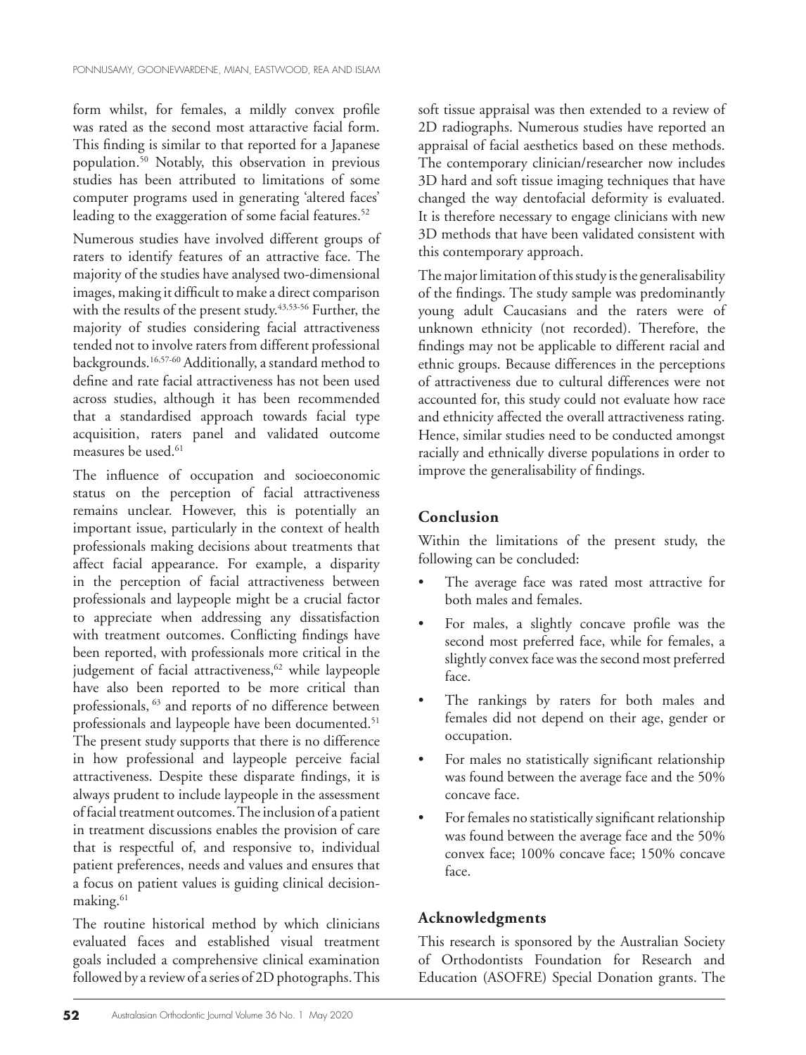form whilst, for females, a mildly convex profile was rated as the second most attaractive facial form. This finding is similar to that reported for a Japanese population.[50] Notably, this observation in previous studies has been attributed to limitations of some computer programs used in generating 'altered faces' leading to the exaggeration of some facial features.[52]

Numerous studies have involved different groups of raters to identify features of an attractive face. The majority of the studies have analysed two-dimensional images, making it difficult to make a direct comparison with the results of the present study.[43,53-56] Further, the majority of studies considering facial attractiveness tended not to involve raters from different professional backgrounds.[16,57-60] Additionally, a standard method to define and rate facial attractiveness has not been used across studies, although it has been recommended that a standardised approach towards facial type acquisition, raters panel and validated outcome measures be used.[61]

The influence of occupation and socioeconomic status on the perception of facial attractiveness remains unclear. However, this is potentially an important issue, particularly in the context of health professionals making decisions about treatments that affect facial appearance. For example, a disparity in the perception of facial attractiveness between professionals and laypeople might be a crucial factor to appreciate when addressing any dissatisfaction with treatment outcomes. Conflicting findings have been reported, with professionals more critical in the judgement of facial attractiveness,[62] while laypeople have also been reported to be more critical than professionals, [63] and reports of no difference between professionals and laypeople have been documented.[51] The present study supports that there is no difference in how professional and laypeople perceive facial attractiveness. Despite these disparate findings, it is always prudent to include laypeople in the assessment of facial treatment outcomes. The inclusion of a patient in treatment discussions enables the provision of care that is respectful of, and responsive to, individual patient preferences, needs and values and ensures that a focus on patient values is guiding clinical decision-making.[61]

The routine historical method by which clinicians evaluated faces and established visual treatment goals included a comprehensive clinical examination followed by a review of a series of 2D photographs. This soft tissue appraisal was then extended to a review of 2D radiographs. Numerous studies have reported an appraisal of facial aesthetics based on these methods. The contemporary clinician/researcher now includes 3D hard and soft tissue imaging techniques that have changed the way dentofacial deformity is evaluated. It is therefore necessary to engage clinicians with new 3D methods that have been validated consistent with this contemporary approach.

The major limitation of this study is the generalisability of the findings. The study sample was predominantly young adult Caucasians and the raters were of unknown ethnicity (not recorded). Therefore, the findings may not be applicable to different racial and ethnic groups. Because differences in the perceptions of attractiveness due to cultural differences were not accounted for, this study could not evaluate how race and ethnicity affected the overall attractiveness rating. Hence, similar studies need to be conducted amongst racially and ethnically diverse populations in order to improve the generalisability of findings.

## Conclusion

Within the limitations of the present study, the following can be concluded:

- The average face was rated most attractive for both males and females.
- For males, a slightly concave profile was the second most preferred face, while for females, a slightly convex face was the second most preferred face.
- The rankings by raters for both males and females did not depend on their age, gender or occupation.
- For males no statistically significant relationship was found between the average face and the 50% concave face.
- For females no statistically significant relationship was found between the average face and the 50% convex face; 100% concave face; 150% concave face.

## Acknowledgments

This research is sponsored by the Australian Society of Orthodontists Foundation for Research and Education (ASOFRE) Special Donation grants. The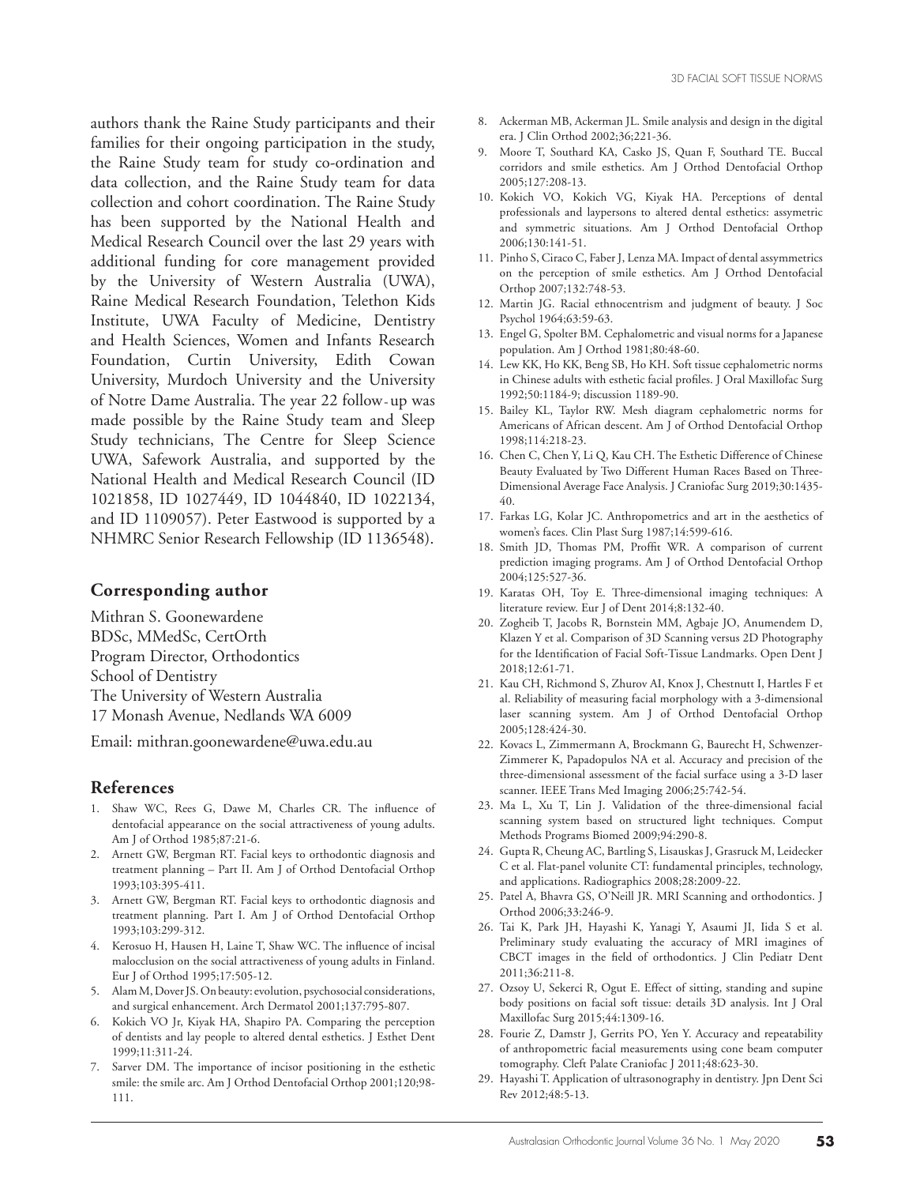authors thank the Raine Study participants and their families for their ongoing participation in the study, the Raine Study team for study co-ordination and data collection, and the Raine Study team for data collection and cohort coordination. The Raine Study has been supported by the National Health and Medical Research Council over the last 29 years with additional funding for core management provided by the University of Western Australia (UWA), Raine Medical Research Foundation, Telethon Kids Institute, UWA Faculty of Medicine, Dentistry and Health Sciences, Women and Infants Research Foundation, Curtin University, Edith Cowan University, Murdoch University and the University of Notre Dame Australia. The year 22 follow-up was made possible by the Raine Study team and Sleep Study technicians, The Centre for Sleep Science UWA, Safework Australia, and supported by the National Health and Medical Research Council (ID 1021858, ID 1027449, ID 1044840, ID 1022134, and ID 1109057). Peter Eastwood is supported by a NHMRC Senior Research Fellowship (ID 1136548).

## Corresponding author

Mithran S. Goonewardene
BDSc, MMedSc, CertOrth
Program Director, Orthodontics
School of Dentistry
The University of Western Australia
17 Monash Avenue, Nedlands WA 6009

Email: mithran.goonewardene@uwa.edu.au

## References

1. Shaw WC, Rees G, Dawe M, Charles CR. The influence of dentofacial appearance on the social attractiveness of young adults. Am J of Orthod 1985;87:21-6.
2. Arnett GW, Bergman RT. Facial keys to orthodontic diagnosis and treatment planning – Part II. Am J of Orthod Dentofacial Orthop 1993;103:395-411.
3. Arnett GW, Bergman RT. Facial keys to orthodontic diagnosis and treatment planning. Part I. Am J of Orthod Dentofacial Orthop 1993;103:299-312.
4. Kerosuo H, Hausen H, Laine T, Shaw WC. The influence of incisal malocclusion on the social attractiveness of young adults in Finland. Eur J of Orthod 1995;17:505-12.
5. Alam M, Dover JS. On beauty: evolution, psychosocial considerations, and surgical enhancement. Arch Dermatol 2001;137:795-807.
6. Kokich VO Jr, Kiyak HA, Shapiro PA. Comparing the perception of dentists and lay people to altered dental esthetics. J Esthet Dent 1999;11:311-24.
7. Sarver DM. The importance of incisor positioning in the esthetic smile: the smile arc. Am J Orthod Dentofacial Orthop 2001;120;98-111.
8. Ackerman MB, Ackerman JL. Smile analysis and design in the digital era. J Clin Orthod 2002;36;221-36.
9. Moore T, Southard KA, Casko JS, Quan F, Southard TE. Buccal corridors and smile esthetics. Am J Orthod Dentofacial Orthop 2005;127:208-13.
10. Kokich VO, Kokich VG, Kiyak HA. Perceptions of dental professionals and laypersons to altered dental esthetics: assymetric and symmetric situations. Am J Orthod Dentofacial Orthop 2006;130:141-51.
11. Pinho S, Ciraco C, Faber J, Lenza MA. Impact of dental assymmetrics on the perception of smile esthetics. Am J Orthod Dentofacial Orthop 2007;132:748-53.
12. Martin JG. Racial ethnocentrism and judgment of beauty. J Soc Psychol 1964;63:59-63.
13. Engel G, Spolter BM. Cephalometric and visual norms for a Japanese population. Am J Orthod 1981;80:48-60.
14. Lew KK, Ho KK, Beng SB, Ho KH. Soft tissue cephalometric norms in Chinese adults with esthetic facial profiles. J Oral Maxillofac Surg 1992;50:1184-9; discussion 1189-90.
15. Bailey KL, Taylor RW. Mesh diagram cephalometric norms for Americans of African descent. Am J of Orthod Dentofacial Orthop 1998;114:218-23.
16. Chen C, Chen Y, Li Q, Kau CH. The Esthetic Difference of Chinese Beauty Evaluated by Two Different Human Races Based on Three-Dimensional Average Face Analysis. J Craniofac Surg 2019;30:1435-40.
17. Farkas LG, Kolar JC. Anthropometrics and art in the aesthetics of women's faces. Clin Plast Surg 1987;14:599-616.
18. Smith JD, Thomas PM, Proffit WR. A comparison of current prediction imaging programs. Am J of Orthod Dentofacial Orthop 2004;125:527-36.
19. Karatas OH, Toy E. Three-dimensional imaging techniques: A literature review. Eur J of Dent 2014;8:132-40.
20. Zogheib T, Jacobs R, Bornstein MM, Agbaje JO, Anumendem D, Klazen Y et al. Comparison of 3D Scanning versus 2D Photography for the Identification of Facial Soft-Tissue Landmarks. Open Dent J 2018;12:61-71.
21. Kau CH, Richmond S, Zhurov AI, Knox J, Chestnutt I, Hartles F et al. Reliability of measuring facial morphology with a 3-dimensional laser scanning system. Am J of Orthod Dentofacial Orthop 2005;128:424-30.
22. Kovacs L, Zimmermann A, Brockmann G, Baurecht H, Schwenzer-Zimmerer K, Papadopulos NA et al. Accuracy and precision of the three-dimensional assessment of the facial surface using a 3-D laser scanner. IEEE Trans Med Imaging 2006;25:742-54.
23. Ma L, Xu T, Lin J. Validation of the three-dimensional facial scanning system based on structured light techniques. Comput Methods Programs Biomed 2009;94:290-8.
24. Gupta R, Cheung AC, Bartling S, Lisauskas J, Grasruck M, Leidecker C et al. Flat-panel volunite CT: fundamental principles, technology, and applications. Radiographics 2008;28:2009-22.
25. Patel A, Bhavra GS, O'Neill JR. MRI Scanning and orthodontics. J Orthod 2006;33:246-9.
26. Tai K, Park JH, Hayashi K, Yanagi Y, Asaumi JI, Iida S et al. Preliminary study evaluating the accuracy of MRI imagines of CBCT images in the field of orthodontics. J Clin Pediatr Dent 2011;36:211-8.
27. Ozsoy U, Sekerci R, Ogut E. Effect of sitting, standing and supine body positions on facial soft tissue: details 3D analysis. Int J Oral Maxillofac Surg 2015;44:1309-16.
28. Fourie Z, Damstr J, Gerrits PO, Yen Y. Accuracy and repeatability of anthropometric facial measurements using cone beam computer tomography. Cleft Palate Craniofac J 2011;48:623-30.
29. Hayashi T. Application of ultrasonography in dentistry. Jpn Dent Sci Rev 2012;48:5-13.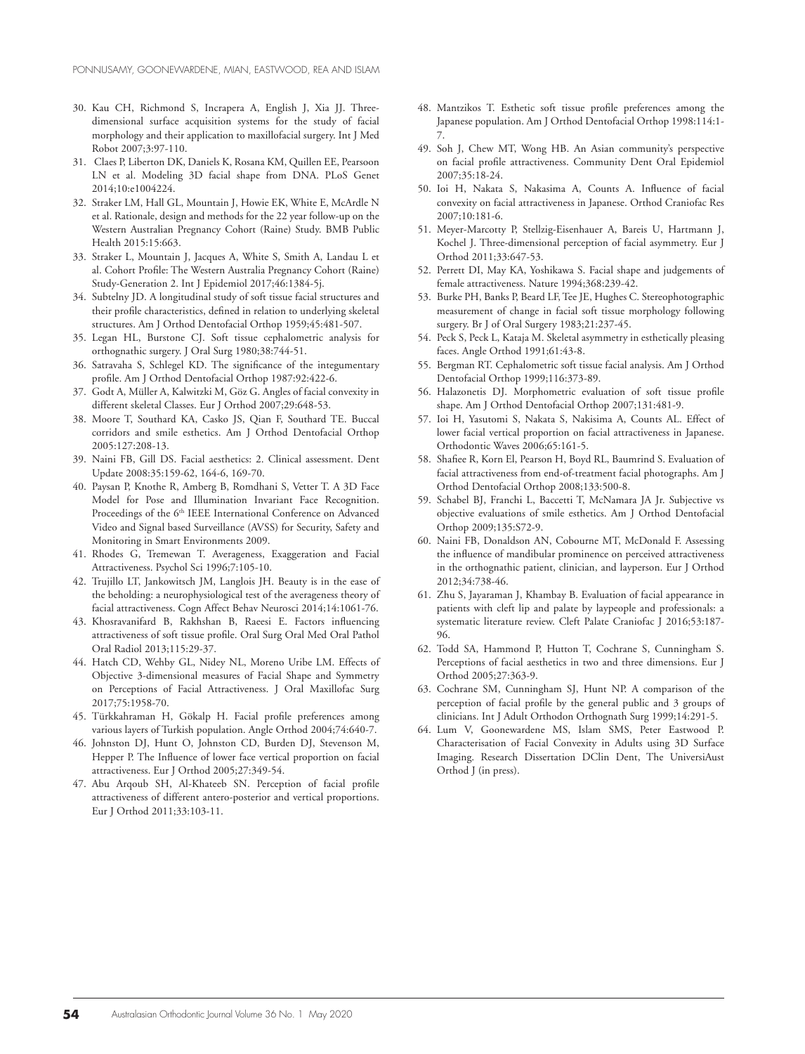30. Kau CH, Richmond S, Incrapera A, English J, Xia JJ. Three-dimensional surface acquisition systems for the study of facial morphology and their application to maxillofacial surgery. Int J Med Robot 2007;3:97-110.
31. Claes P, Liberton DK, Daniels K, Rosana KM, Quillen EE, Pearsoon LN et al. Modeling 3D facial shape from DNA. PLoS Genet 2014;10:e1004224.
32. Straker LM, Hall GL, Mountain J, Howie EK, White E, McArdle N et al. Rationale, design and methods for the 22 year follow-up on the Western Australian Pregnancy Cohort (Raine) Study. BMB Public Health 2015:15:663.
33. Straker L, Mountain J, Jacques A, White S, Smith A, Landau L et al. Cohort Profile: The Western Australia Pregnancy Cohort (Raine) Study-Generation 2. Int J Epidemiol 2017;46:1384-5j.
34. Subtelny JD. A longitudinal study of soft tissue facial structures and their profile characteristics, defined in relation to underlying skeletal structures. Am J Orthod Dentofacial Orthop 1959;45:481-507.
35. Legan HL, Burstone CJ. Soft tissue cephalometric analysis for orthognathic surgery. J Oral Surg 1980;38:744-51.
36. Satravaha S, Schlegel KD. The significance of the integumentary profile. Am J Orthod Dentofacial Orthop 1987:92:422-6.
37. Godt A, Müller A, Kalwitzki M, Göz G. Angles of facial convexity in different skeletal Classes. Eur J Orthod 2007;29:648-53.
38. Moore T, Southard KA, Casko JS, Qian F, Southard TE. Buccal corridors and smile esthetics. Am J Orthod Dentofacial Orthop 2005:127:208-13.
39. Naini FB, Gill DS. Facial aesthetics: 2. Clinical assessment. Dent Update 2008:35:159-62, 164-6, 169-70.
40. Paysan P, Knothe R, Amberg B, Romdhani S, Vetter T. A 3D Face Model for Pose and Illumination Invariant Face Recognition. Proceedings of the 6th IEEE International Conference on Advanced Video and Signal based Surveillance (AVSS) for Security, Safety and Monitoring in Smart Environments 2009.
41. Rhodes G, Tremewan T. Averageness, Exaggeration and Facial Attractiveness. Psychol Sci 1996;7:105-10.
42. Trujillo LT, Jankowitsch JM, Langlois JH. Beauty is in the ease of the beholding: a neurophysiological test of the averageness theory of facial attractiveness. Cogn Affect Behav Neurosci 2014;14:1061-76.
43. Khosravanifard B, Rakhshan B, Raeesi E. Factors influencing attractiveness of soft tissue profile. Oral Surg Oral Med Oral Pathol Oral Radiol 2013;115:29-37.
44. Hatch CD, Wehby GL, Nidey NL, Moreno Uribe LM. Effects of Objective 3-dimensional measures of Facial Shape and Symmetry on Perceptions of Facial Attractiveness. J Oral Maxillofac Surg 2017;75:1958-70.
45. Türkkahraman H, Gökalp H. Facial profile preferences among various layers of Turkish population. Angle Orthod 2004;74:640-7.
46. Johnston DJ, Hunt O, Johnston CD, Burden DJ, Stevenson M, Hepper P. The Influence of lower face vertical proportion on facial attractiveness. Eur J Orthod 2005;27:349-54.
47. Abu Arqoub SH, Al-Khateeb SN. Perception of facial profile attractiveness of different antero-posterior and vertical proportions. Eur J Orthod 2011;33:103-11.
48. Mantzikos T. Esthetic soft tissue profile preferences among the Japanese population. Am J Orthod Dentofacial Orthop 1998:114:1-7.
49. Soh J, Chew MT, Wong HB. An Asian community's perspective on facial profile attractiveness. Community Dent Oral Epidemiol 2007;35:18-24.
50. Ioi H, Nakata S, Nakasima A, Counts A. Influence of facial convexity on facial attractiveness in Japanese. Orthod Craniofac Res 2007;10:181-6.
51. Meyer-Marcotty P, Stellzig-Eisenhauer A, Bareis U, Hartmann J, Kochel J. Three-dimensional perception of facial asymmetry. Eur J Orthod 2011;33:647-53.
52. Perrett DI, May KA, Yoshikawa S. Facial shape and judgements of female attractiveness. Nature 1994;368:239-42.
53. Burke PH, Banks P, Beard LF, Tee JE, Hughes C. Stereophotographic measurement of change in facial soft tissue morphology following surgery. Br J of Oral Surgery 1983;21:237-45.
54. Peck S, Peck L, Kataja M. Skeletal asymmetry in esthetically pleasing faces. Angle Orthod 1991;61:43-8.
55. Bergman RT. Cephalometric soft tissue facial analysis. Am J Orthod Dentofacial Orthop 1999;116:373-89.
56. Halazonetis DJ. Morphometric evaluation of soft tissue profile shape. Am J Orthod Dentofacial Orthop 2007;131:481-9.
57. Ioi H, Yasutomi S, Nakata S, Nakisima A, Counts AL. Effect of lower facial vertical proportion on facial attractiveness in Japanese. Orthodontic Waves 2006;65:161-5.
58. Shafiee R, Korn El, Pearson H, Boyd RL, Baumrind S. Evaluation of facial attractiveness from end-of-treatment facial photographs. Am J Orthod Dentofacial Orthop 2008;133:500-8.
59. Schabel BJ, Franchi L, Baccetti T, McNamara JA Jr. Subjective vs objective evaluations of smile esthetics. Am J Orthod Dentofacial Orthop 2009;135:S72-9.
60. Naini FB, Donaldson AN, Cobourne MT, McDonald F. Assessing the influence of mandibular prominence on perceived attractiveness in the orthognathic patient, clinician, and layperson. Eur J Orthod 2012;34:738-46.
61. Zhu S, Jayaraman J, Khambay B. Evaluation of facial appearance in patients with cleft lip and palate by laypeople and professionals: a systematic literature review. Cleft Palate Craniofac J 2016;53:187-96.
62. Todd SA, Hammond P, Hutton T, Cochrane S, Cunningham S. Perceptions of facial aesthetics in two and three dimensions. Eur J Orthod 2005;27:363-9.
63. Cochrane SM, Cunningham SJ, Hunt NP. A comparison of the perception of facial profile by the general public and 3 groups of clinicians. Int J Adult Orthodon Orthognath Surg 1999;14:291-5.
64. Lum V, Goonewardene MS, Islam SMS, Peter Eastwood P. Characterisation of Facial Convexity in Adults using 3D Surface Imaging. Research Dissertation DClin Dent, The UniversiAust Orthod J (in press).